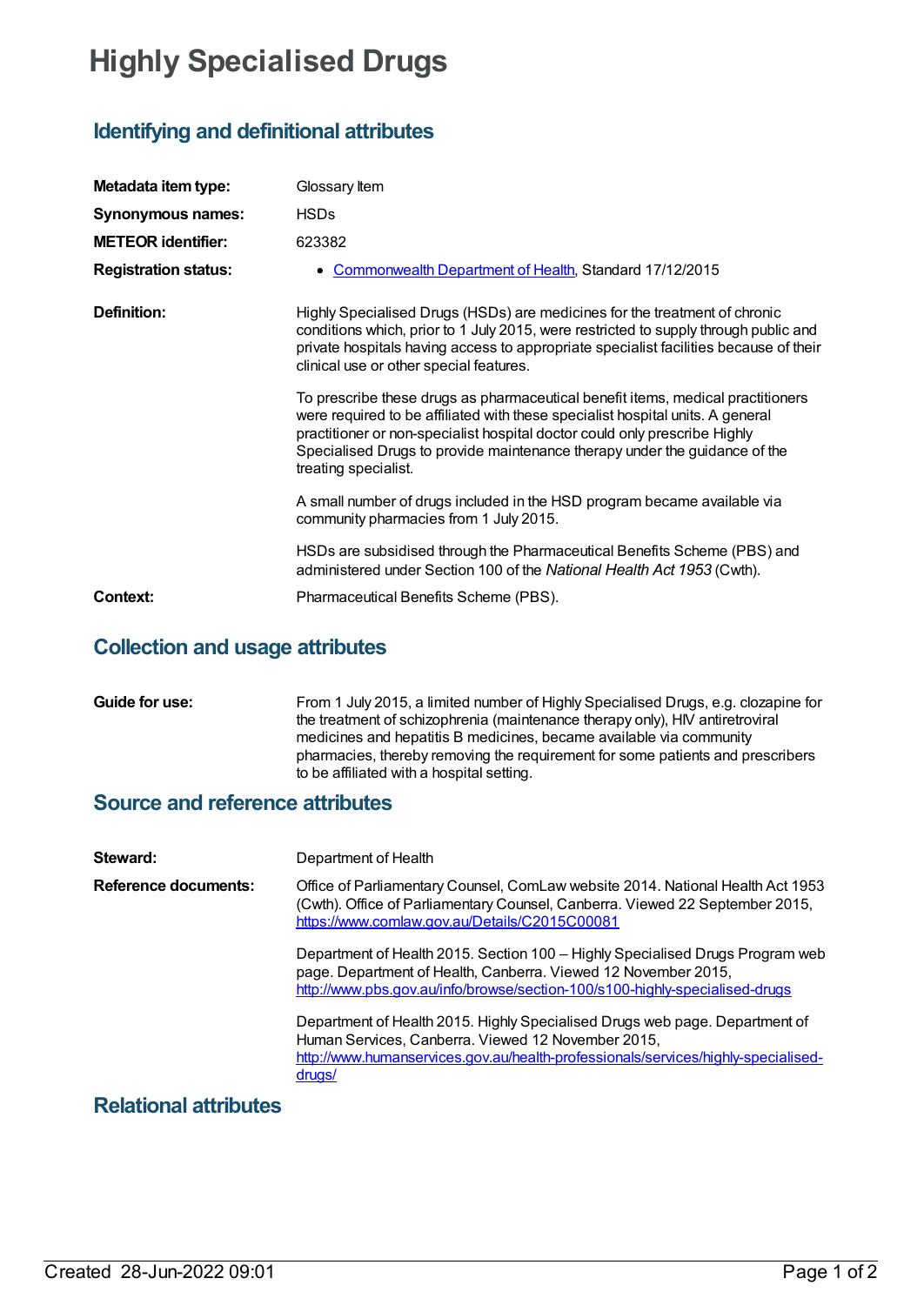# Highly Specialised Drugs

## Identifying and definitional attributes

**Metadata item type:** Glossary Item

**Synonymous names:** HSDs

**METEOR identifier:** 623382

**Registration status:**

- [Commonwealth Department of Health](), Standard 17/12/2015

**Definition:**

Highly Specialised Drugs (HSDs) are medicines for the treatment of chronic conditions which, prior to 1 July 2015, were restricted to supply through public and private hospitals having access to appropriate specialist facilities because of their clinical use or other special features.

To prescribe these drugs as pharmaceutical benefit items, medical practitioners were required to be affiliated with these specialist hospital units. A general practitioner or non-specialist hospital doctor could only prescribe Highly Specialised Drugs to provide maintenance therapy under the guidance of the treating specialist.

A small number of drugs included in the HSD program became available via community pharmacies from 1 July 2015.

HSDs are subsidised through the Pharmaceutical Benefits Scheme (PBS) and administered under Section 100 of the *National Health Act 1953* (Cwth).

**Context:** Pharmaceutical Benefits Scheme (PBS).

## Collection and usage attributes

**Guide for use:**

From 1 July 2015, a limited number of Highly Specialised Drugs, e.g. clozapine for the treatment of schizophrenia (maintenance therapy only), HIV antiretroviral medicines and hepatitis B medicines, became available via community pharmacies, thereby removing the requirement for some patients and prescribers to be affiliated with a hospital setting.

## Source and reference attributes

**Steward:** Department of Health

**Reference documents:**

Office of Parliamentary Counsel, ComLaw website 2014. National Health Act 1953 (Cwth). Office of Parliamentary Counsel, Canberra. Viewed 22 September 2015, https://www.comlaw.gov.au/Details/C2015C00081

Department of Health 2015. Section 100 – Highly Specialised Drugs Program web page. Department of Health, Canberra. Viewed 12 November 2015, http://www.pbs.gov.au/info/browse/section-100/s100-highly-specialised-drugs

Department of Health 2015. Highly Specialised Drugs web page. Department of Human Services, Canberra. Viewed 12 November 2015, http://www.humanservices.gov.au/health-professionals/services/highly-specialised-drugs/

## Relational attributes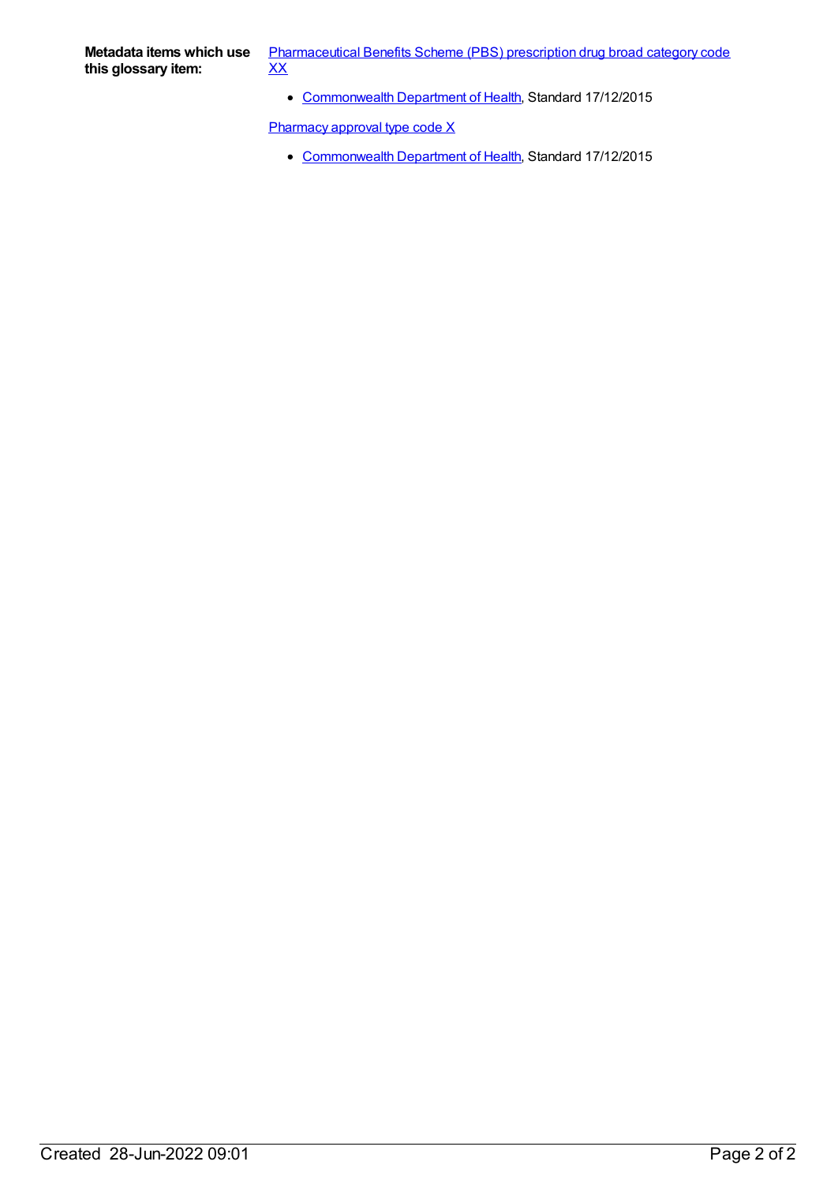**Metadata items which use this glossary item:**

Pharmaceutical Benefits Scheme (PBS) prescription drug broad category code XX

- Commonwealth Department of Health, Standard 17/12/2015

Pharmacy approval type code X

- Commonwealth Department of Health, Standard 17/12/2015